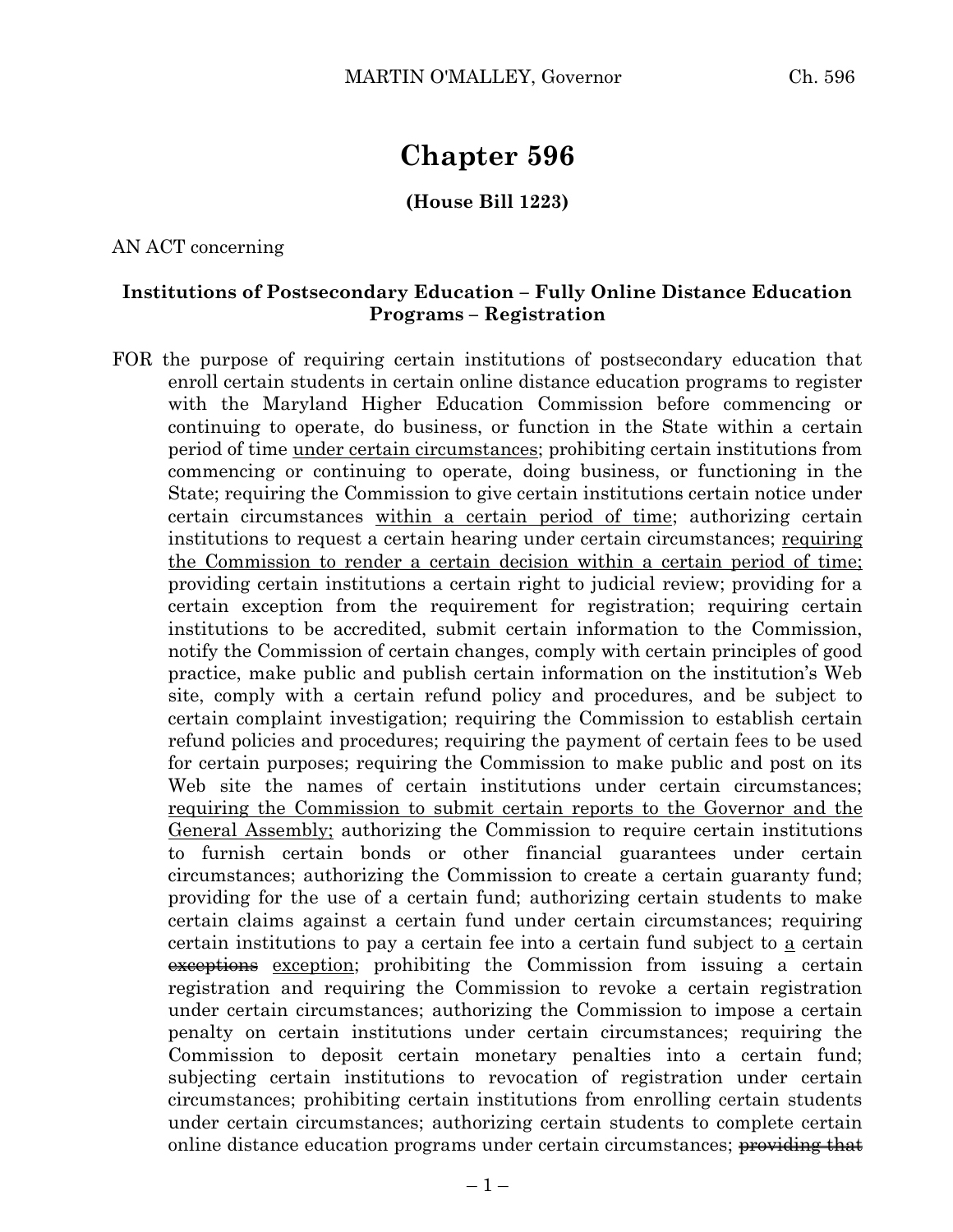# Chapter 596

**(House Bill 1223)**

AN ACT concerning

**Institutions of Postsecondary Education – Fully Online Distance Education Programs – Registration**

FOR the purpose of requiring certain institutions of postsecondary education that enroll certain students in certain online distance education programs to register with the Maryland Higher Education Commission before commencing or continuing to operate, do business, or function in the State within a certain period of time <u>under certain circumstances</u>; prohibiting certain institutions from commencing or continuing to operate, doing business, or functioning in the State; requiring the Commission to give certain institutions certain notice under certain circumstances <u>within a certain period of time</u>; authorizing certain institutions to request a certain hearing under certain circumstances; <u>requiring the Commission to render a certain decision within a certain period of time;</u> providing certain institutions a certain right to judicial review; providing for a certain exception from the requirement for registration; requiring certain institutions to be accredited, submit certain information to the Commission, notify the Commission of certain changes, comply with certain principles of good practice, make public and publish certain information on the institution's Web site, comply with a certain refund policy and procedures, and be subject to certain complaint investigation; requiring the Commission to establish certain refund policies and procedures; requiring the payment of certain fees to be used for certain purposes; requiring the Commission to make public and post on its Web site the names of certain institutions under certain circumstances; <u>requiring the Commission to submit certain reports to the Governor and the General Assembly;</u> authorizing the Commission to require certain institutions to furnish certain bonds or other financial guarantees under certain circumstances; authorizing the Commission to create a certain guaranty fund; providing for the use of a certain fund; authorizing certain students to make certain claims against a certain fund under certain circumstances; requiring certain institutions to pay a certain fee into a certain fund subject to <u>a</u> certain ~~exceptions~~ <u>exception</u>; prohibiting the Commission from issuing a certain registration and requiring the Commission to revoke a certain registration under certain circumstances; authorizing the Commission to impose a certain penalty on certain institutions under certain circumstances; requiring the Commission to deposit certain monetary penalties into a certain fund; subjecting certain institutions to revocation of registration under certain circumstances; prohibiting certain institutions from enrolling certain students under certain circumstances; authorizing certain students to complete certain online distance education programs under certain circumstances; ~~providing that~~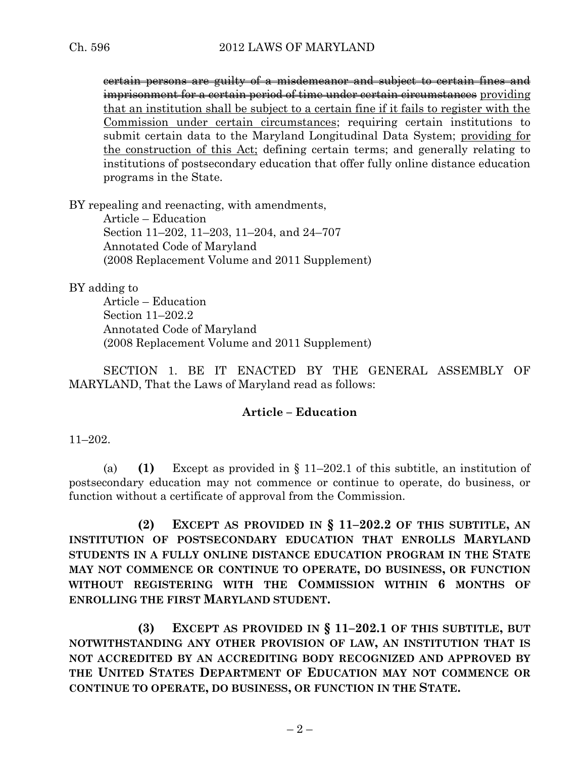~~certain persons are guilty of a misdemeanor and subject to certain fines and imprisonment for a certain period of time under certain circumstances~~ <u>providing that an institution shall be subject to a certain fine if it fails to register with the Commission under certain circumstances</u>; requiring certain institutions to submit certain data to the Maryland Longitudinal Data System; <u>providing for the construction of this Act;</u> defining certain terms; and generally relating to institutions of postsecondary education that offer fully online distance education programs in the State.

BY repealing and reenacting, with amendments,
Article – Education
Section 11–202, 11–203, 11–204, and 24–707
Annotated Code of Maryland
(2008 Replacement Volume and 2011 Supplement)

BY adding to
Article – Education
Section 11–202.2
Annotated Code of Maryland
(2008 Replacement Volume and 2011 Supplement)

SECTION 1. BE IT ENACTED BY THE GENERAL ASSEMBLY OF MARYLAND, That the Laws of Maryland read as follows:

**Article – Education**

11–202.

(a) **(1)** Except as provided in § 11–202.1 of this subtitle, an institution of postsecondary education may not commence or continue to operate, do business, or function without a certificate of approval from the Commission.

**(2) EXCEPT AS PROVIDED IN § 11–202.2 OF THIS SUBTITLE, AN INSTITUTION OF POSTSECONDARY EDUCATION THAT ENROLLS MARYLAND STUDENTS IN A FULLY ONLINE DISTANCE EDUCATION PROGRAM IN THE STATE MAY NOT COMMENCE OR CONTINUE TO OPERATE, DO BUSINESS, OR FUNCTION WITHOUT REGISTERING WITH THE COMMISSION WITHIN 6 MONTHS OF ENROLLING THE FIRST MARYLAND STUDENT.**

**(3) EXCEPT AS PROVIDED IN § 11–202.1 OF THIS SUBTITLE, BUT NOTWITHSTANDING ANY OTHER PROVISION OF LAW, AN INSTITUTION THAT IS NOT ACCREDITED BY AN ACCREDITING BODY RECOGNIZED AND APPROVED BY THE UNITED STATES DEPARTMENT OF EDUCATION MAY NOT COMMENCE OR CONTINUE TO OPERATE, DO BUSINESS, OR FUNCTION IN THE STATE.**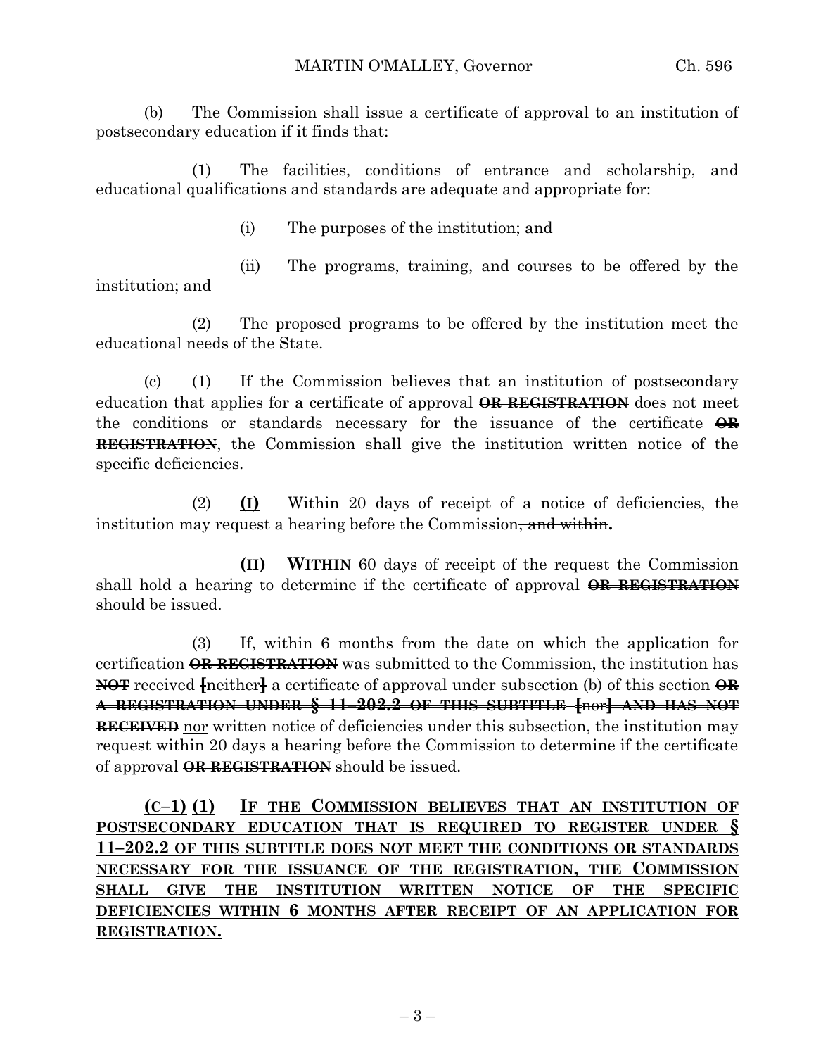(b) The Commission shall issue a certificate of approval to an institution of postsecondary education if it finds that:

(1) The facilities, conditions of entrance and scholarship, and educational qualifications and standards are adequate and appropriate for:

(i) The purposes of the institution; and

(ii) The programs, training, and courses to be offered by the institution; and

(2) The proposed programs to be offered by the institution meet the educational needs of the State.

(c) (1) If the Commission believes that an institution of postsecondary education that applies for a certificate of approval ~~**OR REGISTRATION**~~ does not meet the conditions or standards necessary for the issuance of the certificate ~~**OR REGISTRATION**~~, the Commission shall give the institution written notice of the specific deficiencies.

(2) **<u>(I)</u>** Within 20 days of receipt of a notice of deficiencies, the institution may request a hearing before the Commission~~, and within~~**<u>.</u>**

**<u>(II)</u>** **<u>WITHIN</u>** 60 days of receipt of the request the Commission shall hold a hearing to determine if the certificate of approval ~~**OR REGISTRATION**~~ should be issued.

(3) If, within 6 months from the date on which the application for certification ~~**OR REGISTRATION**~~ was submitted to the Commission, the institution has ~~**NOT**~~ received ~~**[**~~neither~~**]**~~ a certificate of approval under subsection (b) of this section ~~**OR A REGISTRATION UNDER § 11–202.2 OF THIS SUBTITLE [**nor**] AND HAS NOT RECEIVED**~~ <u>nor</u> written notice of deficiencies under this subsection, the institution may request within 20 days a hearing before the Commission to determine if the certificate of approval ~~**OR REGISTRATION**~~ should be issued.

**<u>(C–1) (1) IF THE COMMISSION BELIEVES THAT AN INSTITUTION OF POSTSECONDARY EDUCATION THAT IS REQUIRED TO REGISTER UNDER § 11–202.2 OF THIS SUBTITLE DOES NOT MEET THE CONDITIONS OR STANDARDS NECESSARY FOR THE ISSUANCE OF THE REGISTRATION, THE COMMISSION SHALL GIVE THE INSTITUTION WRITTEN NOTICE OF THE SPECIFIC DEFICIENCIES WITHIN 6 MONTHS AFTER RECEIPT OF AN APPLICATION FOR REGISTRATION.</u>**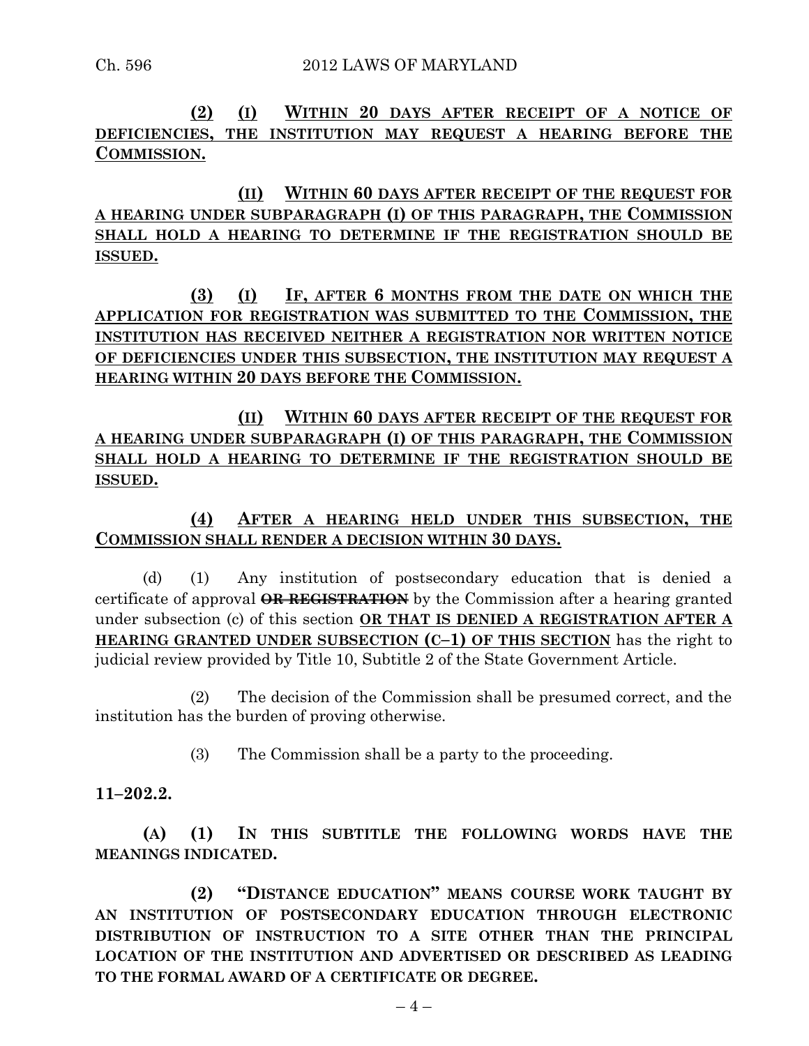**(2) (I) WITHIN 20 DAYS AFTER RECEIPT OF A NOTICE OF DEFICIENCIES, THE INSTITUTION MAY REQUEST A HEARING BEFORE THE COMMISSION.**

**(II) WITHIN 60 DAYS AFTER RECEIPT OF THE REQUEST FOR A HEARING UNDER SUBPARAGRAPH (I) OF THIS PARAGRAPH, THE COMMISSION SHALL HOLD A HEARING TO DETERMINE IF THE REGISTRATION SHOULD BE ISSUED.**

**(3) (I) IF, AFTER 6 MONTHS FROM THE DATE ON WHICH THE APPLICATION FOR REGISTRATION WAS SUBMITTED TO THE COMMISSION, THE INSTITUTION HAS RECEIVED NEITHER A REGISTRATION NOR WRITTEN NOTICE OF DEFICIENCIES UNDER THIS SUBSECTION, THE INSTITUTION MAY REQUEST A HEARING WITHIN 20 DAYS BEFORE THE COMMISSION.**

**(II) WITHIN 60 DAYS AFTER RECEIPT OF THE REQUEST FOR A HEARING UNDER SUBPARAGRAPH (I) OF THIS PARAGRAPH, THE COMMISSION SHALL HOLD A HEARING TO DETERMINE IF THE REGISTRATION SHOULD BE ISSUED.**

**(4) AFTER A HEARING HELD UNDER THIS SUBSECTION, THE COMMISSION SHALL RENDER A DECISION WITHIN 30 DAYS.**

(d) (1) Any institution of postsecondary education that is denied a certificate of approval ~~**OR REGISTRATION**~~ by the Commission after a hearing granted under subsection (c) of this section **OR THAT IS DENIED A REGISTRATION AFTER A HEARING GRANTED UNDER SUBSECTION (C–1) OF THIS SECTION** has the right to judicial review provided by Title 10, Subtitle 2 of the State Government Article.

(2) The decision of the Commission shall be presumed correct, and the institution has the burden of proving otherwise.

(3) The Commission shall be a party to the proceeding.

**11–202.2.**

**(A) (1) IN THIS SUBTITLE THE FOLLOWING WORDS HAVE THE MEANINGS INDICATED.**

**(2) "DISTANCE EDUCATION" MEANS COURSE WORK TAUGHT BY AN INSTITUTION OF POSTSECONDARY EDUCATION THROUGH ELECTRONIC DISTRIBUTION OF INSTRUCTION TO A SITE OTHER THAN THE PRINCIPAL LOCATION OF THE INSTITUTION AND ADVERTISED OR DESCRIBED AS LEADING TO THE FORMAL AWARD OF A CERTIFICATE OR DEGREE.**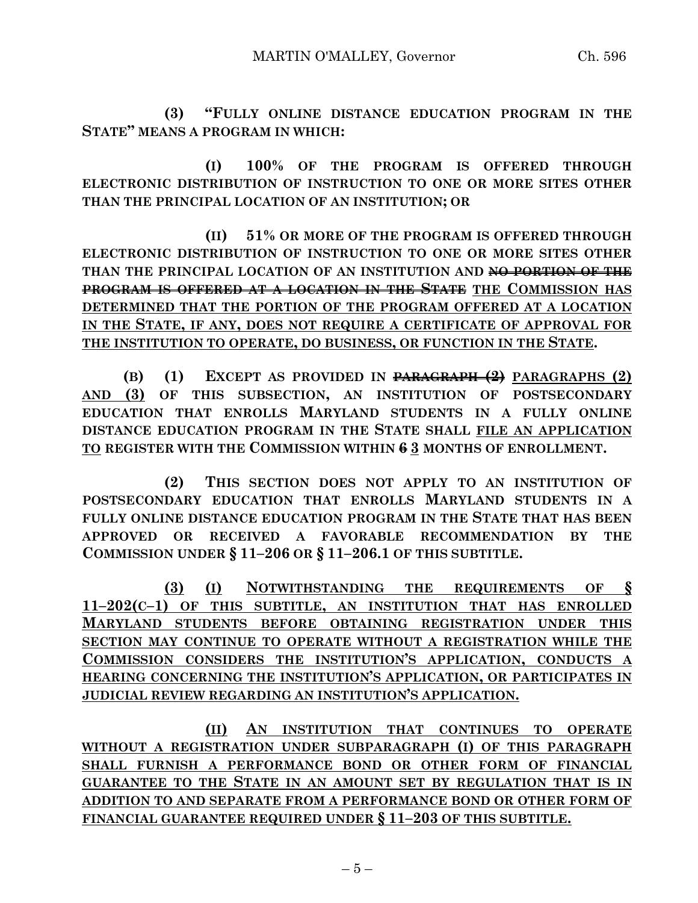**(3) "FULLY ONLINE DISTANCE EDUCATION PROGRAM IN THE STATE" MEANS A PROGRAM IN WHICH:**

**(I) 100% OF THE PROGRAM IS OFFERED THROUGH ELECTRONIC DISTRIBUTION OF INSTRUCTION TO ONE OR MORE SITES OTHER THAN THE PRINCIPAL LOCATION OF AN INSTITUTION; OR**

**(II) 51% OR MORE OF THE PROGRAM IS OFFERED THROUGH ELECTRONIC DISTRIBUTION OF INSTRUCTION TO ONE OR MORE SITES OTHER THAN THE PRINCIPAL LOCATION OF AN INSTITUTION AND ~~NO PORTION OF THE PROGRAM IS OFFERED AT A LOCATION IN THE STATE~~ <u>THE COMMISSION HAS DETERMINED THAT THE PORTION OF THE PROGRAM OFFERED AT A LOCATION IN THE STATE, IF ANY, DOES NOT REQUIRE A CERTIFICATE OF APPROVAL FOR THE INSTITUTION TO OPERATE, DO BUSINESS, OR FUNCTION IN THE STATE</u>.**

**(B) (1) EXCEPT AS PROVIDED IN ~~PARAGRAPH (2)~~ <u>PARAGRAPHS (2) AND (3)</u> OF THIS SUBSECTION, AN INSTITUTION OF POSTSECONDARY EDUCATION THAT ENROLLS MARYLAND STUDENTS IN A FULLY ONLINE DISTANCE EDUCATION PROGRAM IN THE STATE SHALL <u>FILE AN APPLICATION TO</u> REGISTER WITH THE COMMISSION WITHIN ~~6~~ <u>3</u> MONTHS OF ENROLLMENT.**

**(2) THIS SECTION DOES NOT APPLY TO AN INSTITUTION OF POSTSECONDARY EDUCATION THAT ENROLLS MARYLAND STUDENTS IN A FULLY ONLINE DISTANCE EDUCATION PROGRAM IN THE STATE THAT HAS BEEN APPROVED OR RECEIVED A FAVORABLE RECOMMENDATION BY THE COMMISSION UNDER § 11–206 OR § 11–206.1 OF THIS SUBTITLE.**

**<u>(3) (I) NOTWITHSTANDING THE REQUIREMENTS OF § 11–202(C–1) OF THIS SUBTITLE, AN INSTITUTION THAT HAS ENROLLED MARYLAND STUDENTS BEFORE OBTAINING REGISTRATION UNDER THIS SECTION MAY CONTINUE TO OPERATE WITHOUT A REGISTRATION WHILE THE COMMISSION CONSIDERS THE INSTITUTION'S APPLICATION, CONDUCTS A HEARING CONCERNING THE INSTITUTION'S APPLICATION, OR PARTICIPATES IN JUDICIAL REVIEW REGARDING AN INSTITUTION'S APPLICATION.</u>**

**<u>(II) AN INSTITUTION THAT CONTINUES TO OPERATE WITHOUT A REGISTRATION UNDER SUBPARAGRAPH (I) OF THIS PARAGRAPH SHALL FURNISH A PERFORMANCE BOND OR OTHER FORM OF FINANCIAL GUARANTEE TO THE STATE IN AN AMOUNT SET BY REGULATION THAT IS IN ADDITION TO AND SEPARATE FROM A PERFORMANCE BOND OR OTHER FORM OF FINANCIAL GUARANTEE REQUIRED UNDER § 11–203 OF THIS SUBTITLE.</u>**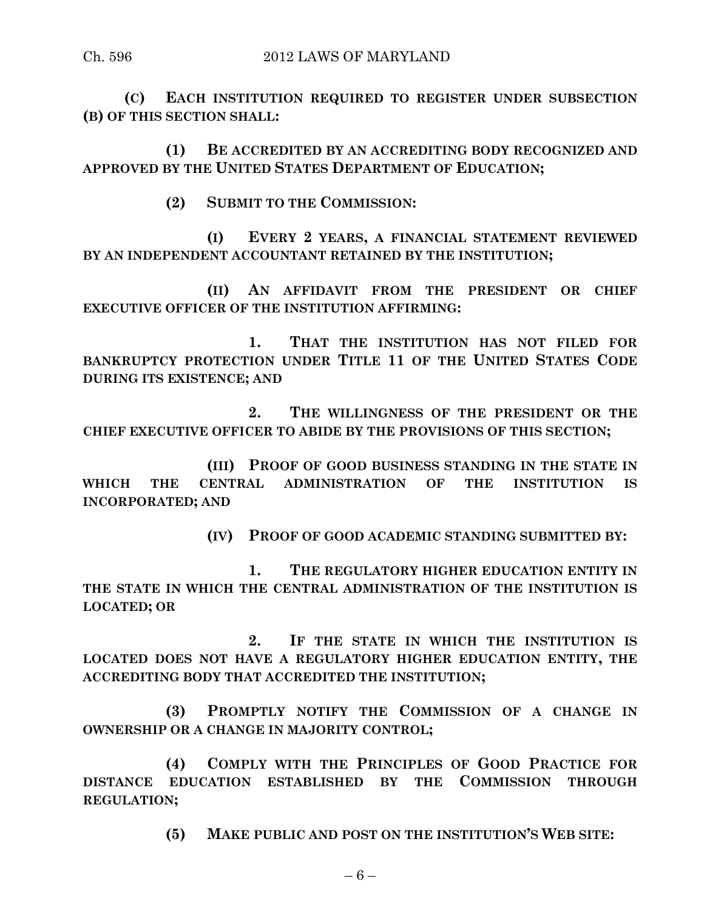**(C) EACH INSTITUTION REQUIRED TO REGISTER UNDER SUBSECTION (B) OF THIS SECTION SHALL:**

**(1) BE ACCREDITED BY AN ACCREDITING BODY RECOGNIZED AND APPROVED BY THE UNITED STATES DEPARTMENT OF EDUCATION;**

**(2) SUBMIT TO THE COMMISSION:**

**(I) EVERY 2 YEARS, A FINANCIAL STATEMENT REVIEWED BY AN INDEPENDENT ACCOUNTANT RETAINED BY THE INSTITUTION;**

**(II) AN AFFIDAVIT FROM THE PRESIDENT OR CHIEF EXECUTIVE OFFICER OF THE INSTITUTION AFFIRMING:**

**1. THAT THE INSTITUTION HAS NOT FILED FOR BANKRUPTCY PROTECTION UNDER TITLE 11 OF THE UNITED STATES CODE DURING ITS EXISTENCE; AND**

**2. THE WILLINGNESS OF THE PRESIDENT OR THE CHIEF EXECUTIVE OFFICER TO ABIDE BY THE PROVISIONS OF THIS SECTION;**

**(III) PROOF OF GOOD BUSINESS STANDING IN THE STATE IN WHICH THE CENTRAL ADMINISTRATION OF THE INSTITUTION IS INCORPORATED; AND**

**(IV) PROOF OF GOOD ACADEMIC STANDING SUBMITTED BY:**

**1. THE REGULATORY HIGHER EDUCATION ENTITY IN THE STATE IN WHICH THE CENTRAL ADMINISTRATION OF THE INSTITUTION IS LOCATED; OR**

**2. IF THE STATE IN WHICH THE INSTITUTION IS LOCATED DOES NOT HAVE A REGULATORY HIGHER EDUCATION ENTITY, THE ACCREDITING BODY THAT ACCREDITED THE INSTITUTION;**

**(3) PROMPTLY NOTIFY THE COMMISSION OF A CHANGE IN OWNERSHIP OR A CHANGE IN MAJORITY CONTROL;**

**(4) COMPLY WITH THE PRINCIPLES OF GOOD PRACTICE FOR DISTANCE EDUCATION ESTABLISHED BY THE COMMISSION THROUGH REGULATION;**

**(5) MAKE PUBLIC AND POST ON THE INSTITUTION'S WEB SITE:**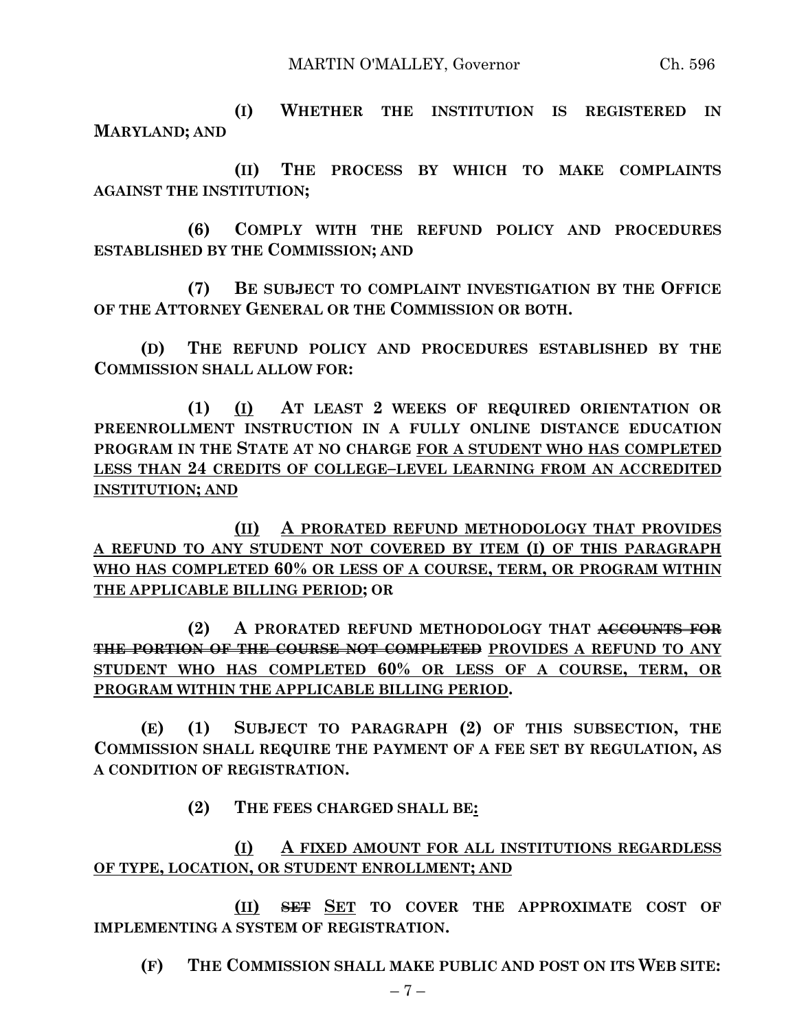**(I) WHETHER THE INSTITUTION IS REGISTERED IN MARYLAND; AND**

**(II) THE PROCESS BY WHICH TO MAKE COMPLAINTS AGAINST THE INSTITUTION;**

**(6) COMPLY WITH THE REFUND POLICY AND PROCEDURES ESTABLISHED BY THE COMMISSION; AND**

**(7) BE SUBJECT TO COMPLAINT INVESTIGATION BY THE OFFICE OF THE ATTORNEY GENERAL OR THE COMMISSION OR BOTH.**

**(D) THE REFUND POLICY AND PROCEDURES ESTABLISHED BY THE COMMISSION SHALL ALLOW FOR:**

**(1) <u>(I)</u> AT LEAST 2 WEEKS OF REQUIRED ORIENTATION OR PREENROLLMENT INSTRUCTION IN A FULLY ONLINE DISTANCE EDUCATION PROGRAM IN THE STATE AT NO CHARGE <u>FOR A STUDENT WHO HAS COMPLETED LESS THAN 24 CREDITS OF COLLEGE–LEVEL LEARNING FROM AN ACCREDITED INSTITUTION; AND</u>**

**<u>(II) A PRORATED REFUND METHODOLOGY THAT PROVIDES A REFUND TO ANY STUDENT NOT COVERED BY ITEM (I) OF THIS PARAGRAPH WHO HAS COMPLETED 60% OR LESS OF A COURSE, TERM, OR PROGRAM WITHIN THE APPLICABLE BILLING PERIOD</u>; OR**

**(2) A PRORATED REFUND METHODOLOGY THAT ~~ACCOUNTS FOR THE PORTION OF THE COURSE NOT COMPLETED~~ <u>PROVIDES A REFUND TO ANY STUDENT WHO HAS COMPLETED 60% OR LESS OF A COURSE, TERM, OR PROGRAM WITHIN THE APPLICABLE BILLING PERIOD</u>.**

**(E) (1) SUBJECT TO PARAGRAPH (2) OF THIS SUBSECTION, THE COMMISSION SHALL REQUIRE THE PAYMENT OF A FEE SET BY REGULATION, AS A CONDITION OF REGISTRATION.**

**(2) THE FEES CHARGED SHALL BE<u>:</u>**

**<u>(I) A FIXED AMOUNT FOR ALL INSTITUTIONS REGARDLESS OF TYPE, LOCATION, OR STUDENT ENROLLMENT; AND</u>**

**<u>(II)</u> ~~SET~~ <u>SET</u> TO COVER THE APPROXIMATE COST OF IMPLEMENTING A SYSTEM OF REGISTRATION.**

**(F) THE COMMISSION SHALL MAKE PUBLIC AND POST ON ITS WEB SITE:**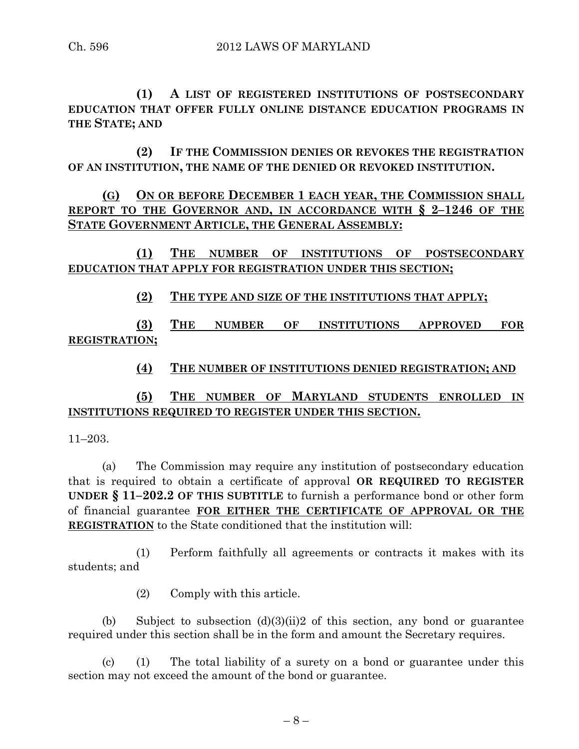**(1) A LIST OF REGISTERED INSTITUTIONS OF POSTSECONDARY EDUCATION THAT OFFER FULLY ONLINE DISTANCE EDUCATION PROGRAMS IN THE STATE; AND**

**(2) IF THE COMMISSION DENIES OR REVOKES THE REGISTRATION OF AN INSTITUTION, THE NAME OF THE DENIED OR REVOKED INSTITUTION.**

**(G) ON OR BEFORE DECEMBER 1 EACH YEAR, THE COMMISSION SHALL REPORT TO THE GOVERNOR AND, IN ACCORDANCE WITH § 2–1246 OF THE STATE GOVERNMENT ARTICLE, THE GENERAL ASSEMBLY:**

**(1) THE NUMBER OF INSTITUTIONS OF POSTSECONDARY EDUCATION THAT APPLY FOR REGISTRATION UNDER THIS SECTION;**

**(2) THE TYPE AND SIZE OF THE INSTITUTIONS THAT APPLY;**

**(3) THE NUMBER OF INSTITUTIONS APPROVED FOR REGISTRATION;**

**(4) THE NUMBER OF INSTITUTIONS DENIED REGISTRATION; AND**

**(5) THE NUMBER OF MARYLAND STUDENTS ENROLLED IN INSTITUTIONS REQUIRED TO REGISTER UNDER THIS SECTION.**

11–203.

(a) The Commission may require any institution of postsecondary education that is required to obtain a certificate of approval **OR REQUIRED TO REGISTER UNDER § 11–202.2 OF THIS SUBTITLE** to furnish a performance bond or other form of financial guarantee **FOR EITHER THE CERTIFICATE OF APPROVAL OR THE REGISTRATION** to the State conditioned that the institution will:

(1) Perform faithfully all agreements or contracts it makes with its students; and

(2) Comply with this article.

(b) Subject to subsection (d)(3)(ii)2 of this section, any bond or guarantee required under this section shall be in the form and amount the Secretary requires.

(c) (1) The total liability of a surety on a bond or guarantee under this section may not exceed the amount of the bond or guarantee.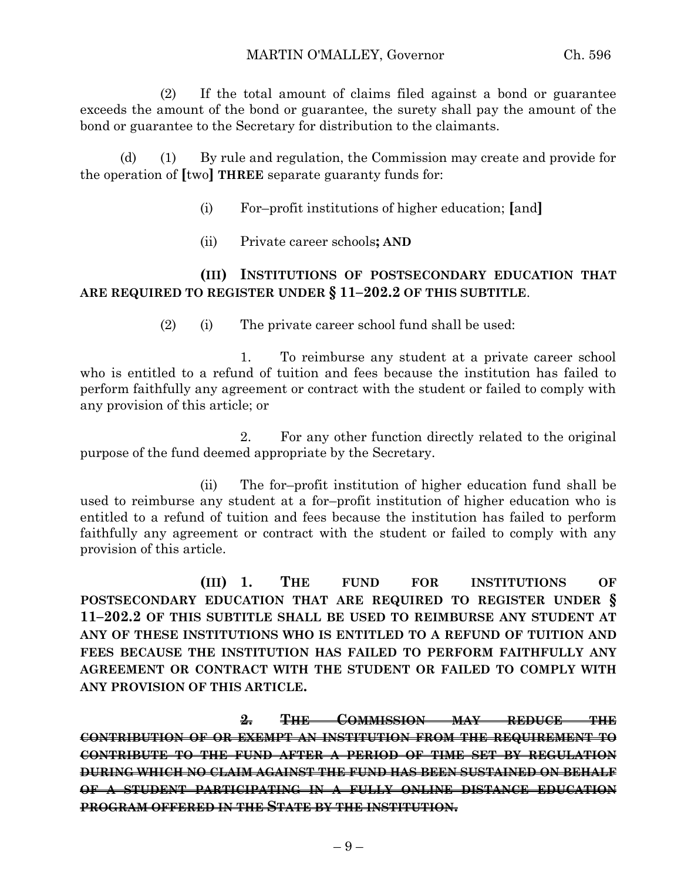(2) If the total amount of claims filed against a bond or guarantee exceeds the amount of the bond or guarantee, the surety shall pay the amount of the bond or guarantee to the Secretary for distribution to the claimants.

(d) (1) By rule and regulation, the Commission may create and provide for the operation of **[**two**]** **THREE** separate guaranty funds for:

(i) For–profit institutions of higher education; **[**and**]**

(ii) Private career schools**; AND**

**(III) INSTITUTIONS OF POSTSECONDARY EDUCATION THAT ARE REQUIRED TO REGISTER UNDER § 11–202.2 OF THIS SUBTITLE**.

(2) (i) The private career school fund shall be used:

1. To reimburse any student at a private career school who is entitled to a refund of tuition and fees because the institution has failed to perform faithfully any agreement or contract with the student or failed to comply with any provision of this article; or

2. For any other function directly related to the original purpose of the fund deemed appropriate by the Secretary.

(ii) The for–profit institution of higher education fund shall be used to reimburse any student at a for–profit institution of higher education who is entitled to a refund of tuition and fees because the institution has failed to perform faithfully any agreement or contract with the student or failed to comply with any provision of this article.

**(III) 1. THE FUND FOR INSTITUTIONS OF POSTSECONDARY EDUCATION THAT ARE REQUIRED TO REGISTER UNDER § 11–202.2 OF THIS SUBTITLE SHALL BE USED TO REIMBURSE ANY STUDENT AT ANY OF THESE INSTITUTIONS WHO IS ENTITLED TO A REFUND OF TUITION AND FEES BECAUSE THE INSTITUTION HAS FAILED TO PERFORM FAITHFULLY ANY AGREEMENT OR CONTRACT WITH THE STUDENT OR FAILED TO COMPLY WITH ANY PROVISION OF THIS ARTICLE.**

~~**2. THE COMMISSION MAY REDUCE THE CONTRIBUTION OF OR EXEMPT AN INSTITUTION FROM THE REQUIREMENT TO CONTRIBUTE TO THE FUND AFTER A PERIOD OF TIME SET BY REGULATION DURING WHICH NO CLAIM AGAINST THE FUND HAS BEEN SUSTAINED ON BEHALF OF A STUDENT PARTICIPATING IN A FULLY ONLINE DISTANCE EDUCATION PROGRAM OFFERED IN THE STATE BY THE INSTITUTION.**~~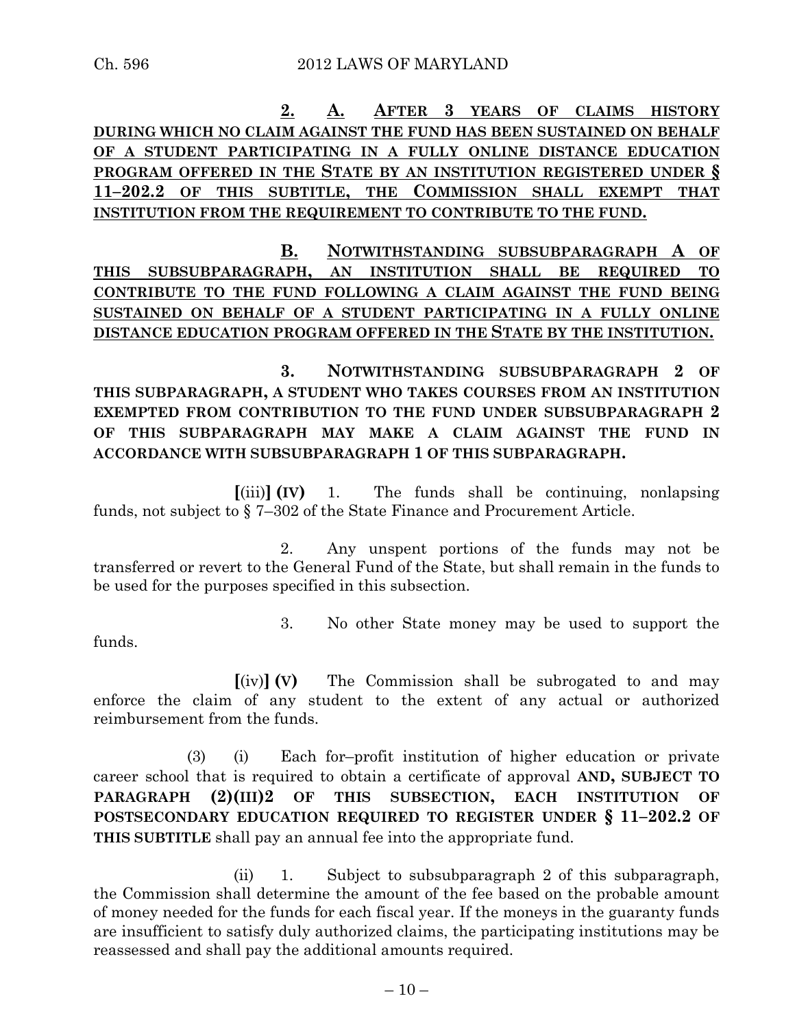**2. A. AFTER 3 YEARS OF CLAIMS HISTORY DURING WHICH NO CLAIM AGAINST THE FUND HAS BEEN SUSTAINED ON BEHALF OF A STUDENT PARTICIPATING IN A FULLY ONLINE DISTANCE EDUCATION PROGRAM OFFERED IN THE STATE BY AN INSTITUTION REGISTERED UNDER § 11–202.2 OF THIS SUBTITLE, THE COMMISSION SHALL EXEMPT THAT INSTITUTION FROM THE REQUIREMENT TO CONTRIBUTE TO THE FUND.**

**B. NOTWITHSTANDING SUBSUBPARAGRAPH A OF THIS SUBSUBPARAGRAPH, AN INSTITUTION SHALL BE REQUIRED TO CONTRIBUTE TO THE FUND FOLLOWING A CLAIM AGAINST THE FUND BEING SUSTAINED ON BEHALF OF A STUDENT PARTICIPATING IN A FULLY ONLINE DISTANCE EDUCATION PROGRAM OFFERED IN THE STATE BY THE INSTITUTION.**

**3. NOTWITHSTANDING SUBSUBPARAGRAPH 2 OF THIS SUBPARAGRAPH, A STUDENT WHO TAKES COURSES FROM AN INSTITUTION EXEMPTED FROM CONTRIBUTION TO THE FUND UNDER SUBSUBPARAGRAPH 2 OF THIS SUBPARAGRAPH MAY MAKE A CLAIM AGAINST THE FUND IN ACCORDANCE WITH SUBSUBPARAGRAPH 1 OF THIS SUBPARAGRAPH.**

**[**(iii)**] (IV)** 1. The funds shall be continuing, nonlapsing funds, not subject to § 7–302 of the State Finance and Procurement Article.

2. Any unspent portions of the funds may not be transferred or revert to the General Fund of the State, but shall remain in the funds to be used for the purposes specified in this subsection.

3. No other State money may be used to support the funds.

**[**(iv)**] (V)** The Commission shall be subrogated to and may enforce the claim of any student to the extent of any actual or authorized reimbursement from the funds.

(3) (i) Each for–profit institution of higher education or private career school that is required to obtain a certificate of approval **AND, SUBJECT TO PARAGRAPH (2)(III)2 OF THIS SUBSECTION, EACH INSTITUTION OF POSTSECONDARY EDUCATION REQUIRED TO REGISTER UNDER § 11–202.2 OF THIS SUBTITLE** shall pay an annual fee into the appropriate fund.

(ii) 1. Subject to subsubparagraph 2 of this subparagraph, the Commission shall determine the amount of the fee based on the probable amount of money needed for the funds for each fiscal year. If the moneys in the guaranty funds are insufficient to satisfy duly authorized claims, the participating institutions may be reassessed and shall pay the additional amounts required.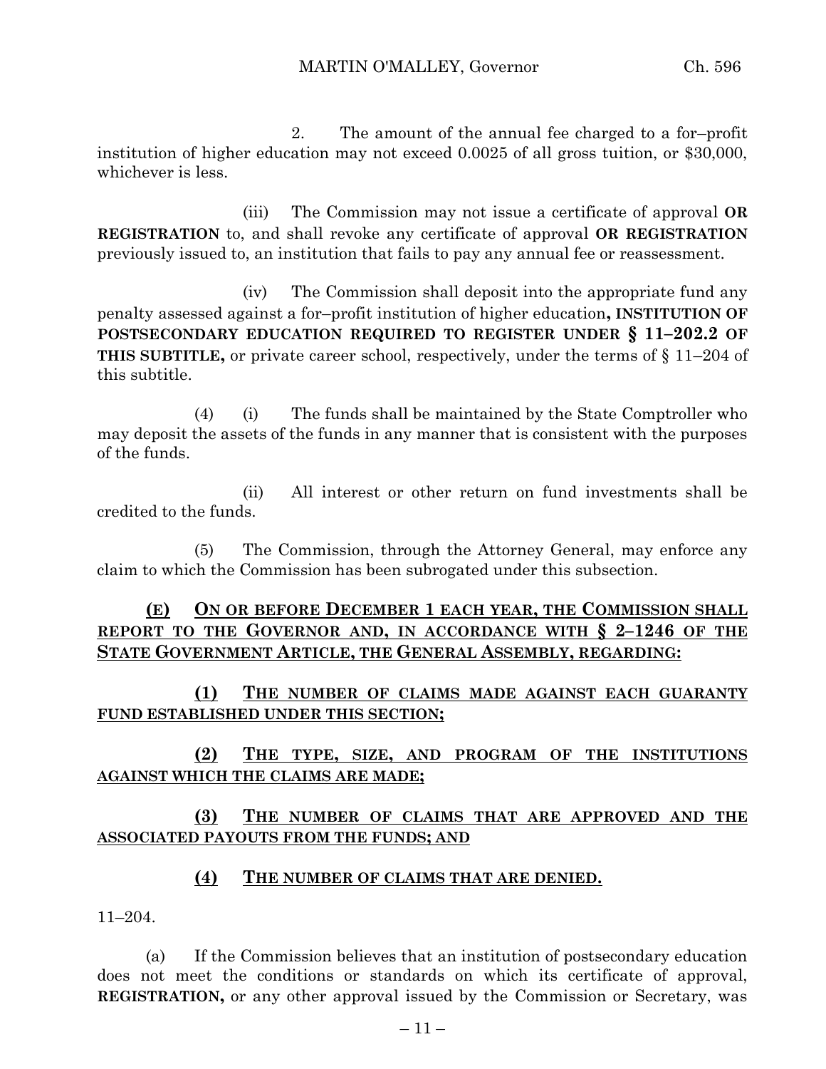2. The amount of the annual fee charged to a for–profit institution of higher education may not exceed 0.0025 of all gross tuition, or $30,000, whichever is less.

(iii) The Commission may not issue a certificate of approval **OR REGISTRATION** to, and shall revoke any certificate of approval **OR REGISTRATION** previously issued to, an institution that fails to pay any annual fee or reassessment.

(iv) The Commission shall deposit into the appropriate fund any penalty assessed against a for–profit institution of higher education**, INSTITUTION OF POSTSECONDARY EDUCATION REQUIRED TO REGISTER UNDER § 11–202.2 OF THIS SUBTITLE,** or private career school, respectively, under the terms of § 11–204 of this subtitle.

(4) (i) The funds shall be maintained by the State Comptroller who may deposit the assets of the funds in any manner that is consistent with the purposes of the funds.

(ii) All interest or other return on fund investments shall be credited to the funds.

(5) The Commission, through the Attorney General, may enforce any claim to which the Commission has been subrogated under this subsection.

<u>**(E) ON OR BEFORE DECEMBER 1 EACH YEAR, THE COMMISSION SHALL REPORT TO THE GOVERNOR AND, IN ACCORDANCE WITH § 2–1246 OF THE STATE GOVERNMENT ARTICLE, THE GENERAL ASSEMBLY, REGARDING:**</u>

<u>**(1) THE NUMBER OF CLAIMS MADE AGAINST EACH GUARANTY FUND ESTABLISHED UNDER THIS SECTION;**</u>

<u>**(2) THE TYPE, SIZE, AND PROGRAM OF THE INSTITUTIONS AGAINST WHICH THE CLAIMS ARE MADE;**</u>

<u>**(3) THE NUMBER OF CLAIMS THAT ARE APPROVED AND THE ASSOCIATED PAYOUTS FROM THE FUNDS; AND**</u>

<u>**(4) THE NUMBER OF CLAIMS THAT ARE DENIED.**</u>

11–204.

(a) If the Commission believes that an institution of postsecondary education does not meet the conditions or standards on which its certificate of approval, **REGISTRATION,** or any other approval issued by the Commission or Secretary, was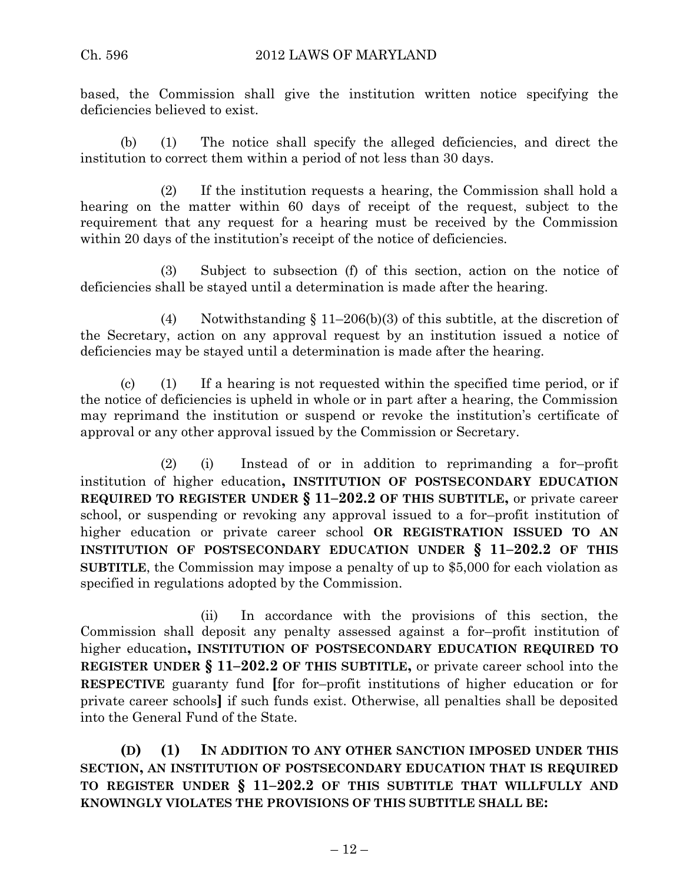based, the Commission shall give the institution written notice specifying the deficiencies believed to exist.

(b) (1) The notice shall specify the alleged deficiencies, and direct the institution to correct them within a period of not less than 30 days.

(2) If the institution requests a hearing, the Commission shall hold a hearing on the matter within 60 days of receipt of the request, subject to the requirement that any request for a hearing must be received by the Commission within 20 days of the institution's receipt of the notice of deficiencies.

(3) Subject to subsection (f) of this section, action on the notice of deficiencies shall be stayed until a determination is made after the hearing.

(4) Notwithstanding § 11–206(b)(3) of this subtitle, at the discretion of the Secretary, action on any approval request by an institution issued a notice of deficiencies may be stayed until a determination is made after the hearing.

(c) (1) If a hearing is not requested within the specified time period, or if the notice of deficiencies is upheld in whole or in part after a hearing, the Commission may reprimand the institution or suspend or revoke the institution's certificate of approval or any other approval issued by the Commission or Secretary.

(2) (i) Instead of or in addition to reprimanding a for–profit institution of higher education**, INSTITUTION OF POSTSECONDARY EDUCATION REQUIRED TO REGISTER UNDER § 11–202.2 OF THIS SUBTITLE,** or private career school, or suspending or revoking any approval issued to a for–profit institution of higher education or private career school **OR REGISTRATION ISSUED TO AN INSTITUTION OF POSTSECONDARY EDUCATION UNDER § 11–202.2 OF THIS SUBTITLE**, the Commission may impose a penalty of up to $5,000 for each violation as specified in regulations adopted by the Commission.

(ii) In accordance with the provisions of this section, the Commission shall deposit any penalty assessed against a for–profit institution of higher education**, INSTITUTION OF POSTSECONDARY EDUCATION REQUIRED TO REGISTER UNDER § 11–202.2 OF THIS SUBTITLE,** or private career school into the **RESPECTIVE** guaranty fund **[**for for–profit institutions of higher education or for private career schools**]** if such funds exist. Otherwise, all penalties shall be deposited into the General Fund of the State.

**(D) (1) IN ADDITION TO ANY OTHER SANCTION IMPOSED UNDER THIS SECTION, AN INSTITUTION OF POSTSECONDARY EDUCATION THAT IS REQUIRED TO REGISTER UNDER § 11–202.2 OF THIS SUBTITLE THAT WILLFULLY AND KNOWINGLY VIOLATES THE PROVISIONS OF THIS SUBTITLE SHALL BE:**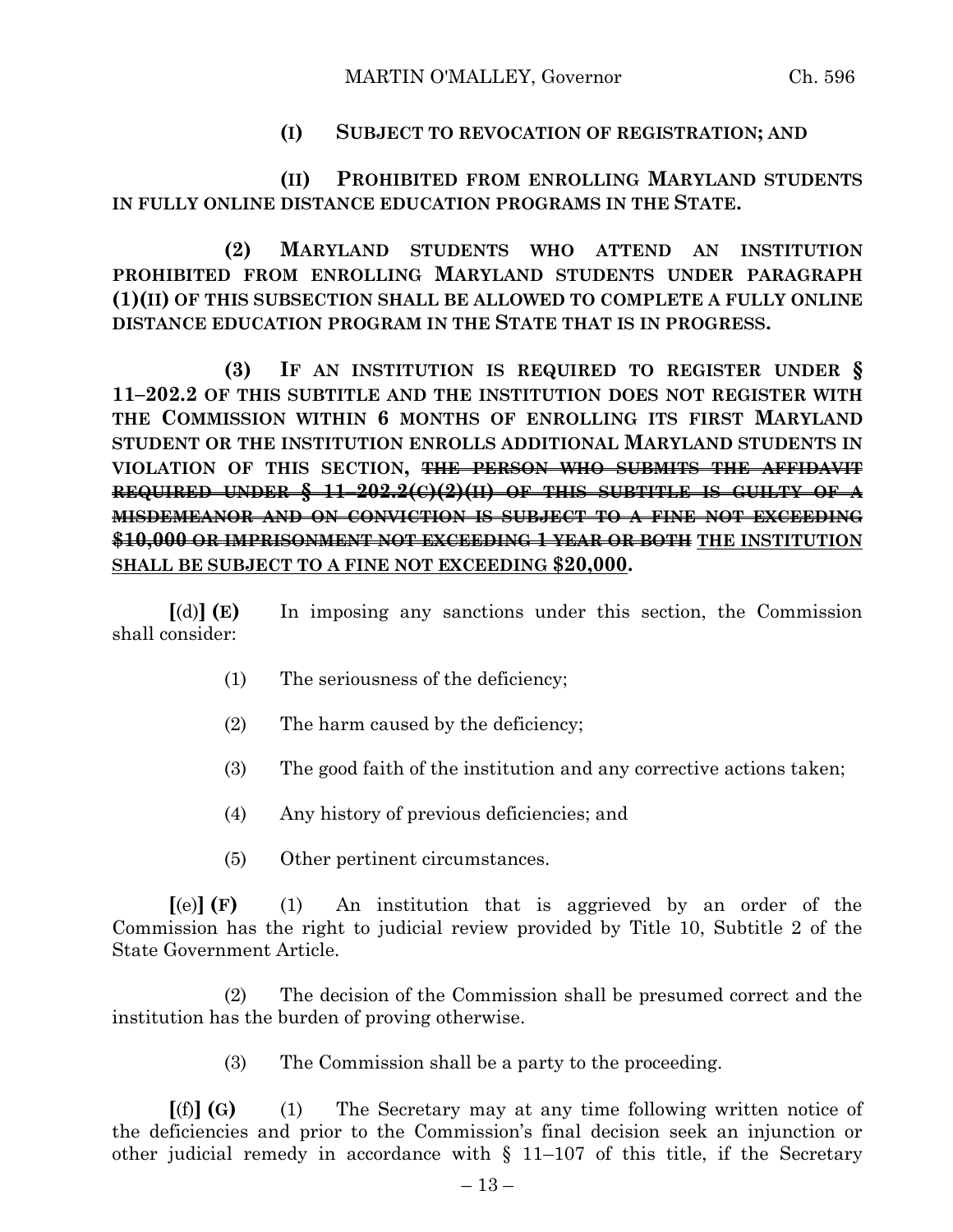**(I) SUBJECT TO REVOCATION OF REGISTRATION; AND**

**(II) PROHIBITED FROM ENROLLING MARYLAND STUDENTS IN FULLY ONLINE DISTANCE EDUCATION PROGRAMS IN THE STATE.**

**(2) MARYLAND STUDENTS WHO ATTEND AN INSTITUTION PROHIBITED FROM ENROLLING MARYLAND STUDENTS UNDER PARAGRAPH (1)(II) OF THIS SUBSECTION SHALL BE ALLOWED TO COMPLETE A FULLY ONLINE DISTANCE EDUCATION PROGRAM IN THE STATE THAT IS IN PROGRESS.**

**(3) IF AN INSTITUTION IS REQUIRED TO REGISTER UNDER § 11–202.2 OF THIS SUBTITLE AND THE INSTITUTION DOES NOT REGISTER WITH THE COMMISSION WITHIN 6 MONTHS OF ENROLLING ITS FIRST MARYLAND STUDENT OR THE INSTITUTION ENROLLS ADDITIONAL MARYLAND STUDENTS IN VIOLATION OF THIS SECTION, ~~THE PERSON WHO SUBMITS THE AFFIDAVIT REQUIRED UNDER § 11–202.2(C)(2)(II) OF THIS SUBTITLE IS GUILTY OF A MISDEMEANOR AND ON CONVICTION IS SUBJECT TO A FINE NOT EXCEEDING \$10,000 OR IMPRISONMENT NOT EXCEEDING 1 YEAR OR BOTH~~ <u>THE INSTITUTION SHALL BE SUBJECT TO A FINE NOT EXCEEDING \$20,000</u>.**

**[**(d)**] (E)** In imposing any sanctions under this section, the Commission shall consider:

(1) The seriousness of the deficiency;

(2) The harm caused by the deficiency;

(3) The good faith of the institution and any corrective actions taken;

(4) Any history of previous deficiencies; and

(5) Other pertinent circumstances.

**[**(e)**] (F)** (1) An institution that is aggrieved by an order of the Commission has the right to judicial review provided by Title 10, Subtitle 2 of the State Government Article.

(2) The decision of the Commission shall be presumed correct and the institution has the burden of proving otherwise.

(3) The Commission shall be a party to the proceeding.

**[**(f)**] (G)** (1) The Secretary may at any time following written notice of the deficiencies and prior to the Commission's final decision seek an injunction or other judicial remedy in accordance with § 11–107 of this title, if the Secretary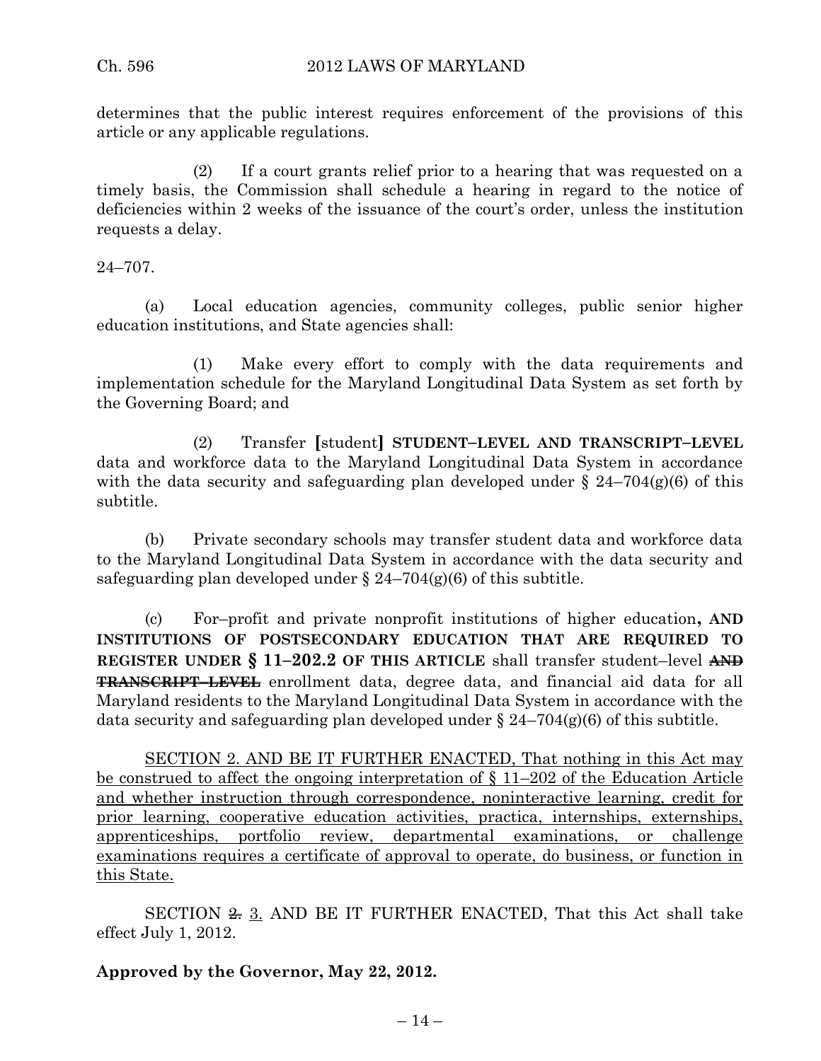determines that the public interest requires enforcement of the provisions of this article or any applicable regulations.

(2) If a court grants relief prior to a hearing that was requested on a timely basis, the Commission shall schedule a hearing in regard to the notice of deficiencies within 2 weeks of the issuance of the court's order, unless the institution requests a delay.

24–707.

(a) Local education agencies, community colleges, public senior higher education institutions, and State agencies shall:

(1) Make every effort to comply with the data requirements and implementation schedule for the Maryland Longitudinal Data System as set forth by the Governing Board; and

(2) Transfer **[**student**]** **STUDENT–LEVEL AND TRANSCRIPT–LEVEL** data and workforce data to the Maryland Longitudinal Data System in accordance with the data security and safeguarding plan developed under § 24–704(g)(6) of this subtitle.

(b) Private secondary schools may transfer student data and workforce data to the Maryland Longitudinal Data System in accordance with the data security and safeguarding plan developed under § 24–704(g)(6) of this subtitle.

(c) For–profit and private nonprofit institutions of higher education**, AND INSTITUTIONS OF POSTSECONDARY EDUCATION THAT ARE REQUIRED TO REGISTER UNDER § 11–202.2 OF THIS ARTICLE** shall transfer student–level ~~**AND TRANSCRIPT–LEVEL**~~ enrollment data, degree data, and financial aid data for all Maryland residents to the Maryland Longitudinal Data System in accordance with the data security and safeguarding plan developed under § 24–704(g)(6) of this subtitle.

<u>SECTION 2. AND BE IT FURTHER ENACTED, That nothing in this Act may be construed to affect the ongoing interpretation of § 11–202 of the Education Article and whether instruction through correspondence, noninteractive learning, credit for prior learning, cooperative education activities, practica, internships, externships, apprenticeships, portfolio review, departmental examinations, or challenge examinations requires a certificate of approval to operate, do business, or function in this State.</u>

SECTION ~~2.~~ <u>3.</u> AND BE IT FURTHER ENACTED, That this Act shall take effect July 1, 2012.

**Approved by the Governor, May 22, 2012.**